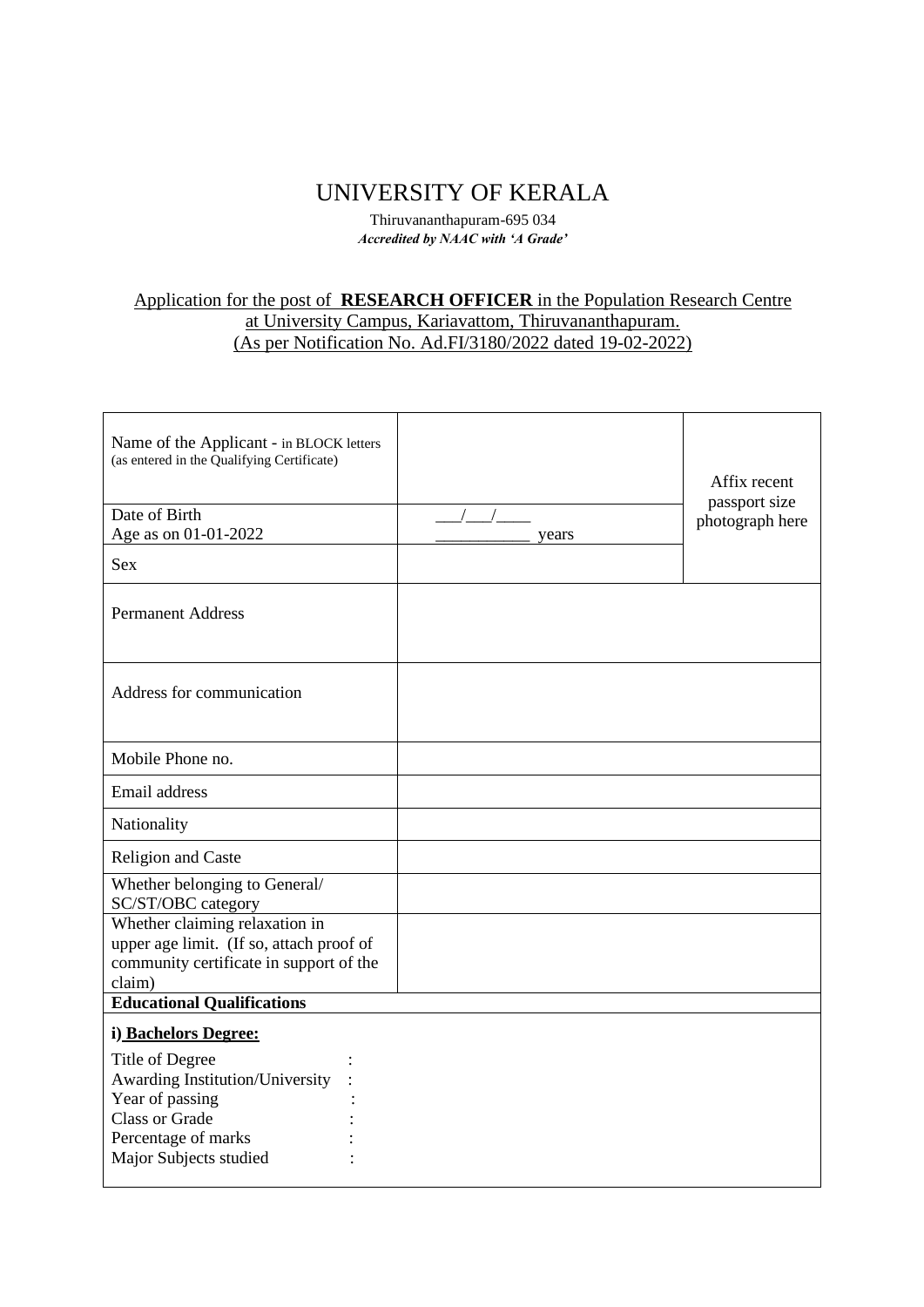# UNIVERSITY OF KERALA

Thiruvananthapuram-695 034

***Accredited by NAAC with 'A Grade'***

Application for the post of **RESEARCH OFFICER** in the Population Research Centre at University Campus, Kariavattom, Thiruvananthapuram. (As per Notification No. Ad.FI/3180/2022 dated 19-02-2022)

| | | |
|---|---|---|
| Name of the Applicant - in BLOCK letters (as entered in the Qualifying Certificate) | | Affix recent passport size photograph here |
| Date of Birth<br>Age as on 01-01-2022 | \_\_\_/\_\_\_/\_\_\_\_<br>\_\_\_\_\_\_\_\_\_\_\_ years | |
| Sex | | |
| Permanent Address | | |
| Address for communication | | |
| Mobile Phone no. | | |
| Email address | | |
| Nationality | | |
| Religion and Caste | | |
| Whether belonging to General/ SC/ST/OBC category | | |
| Whether claiming relaxation in upper age limit. (If so, attach proof of community certificate in support of the claim) | | |

**Educational Qualifications**

**i) Bachelors Degree:**

Title of Degree :
Awarding Institution/University :
Year of passing :
Class or Grade :
Percentage of marks :
Major Subjects studied :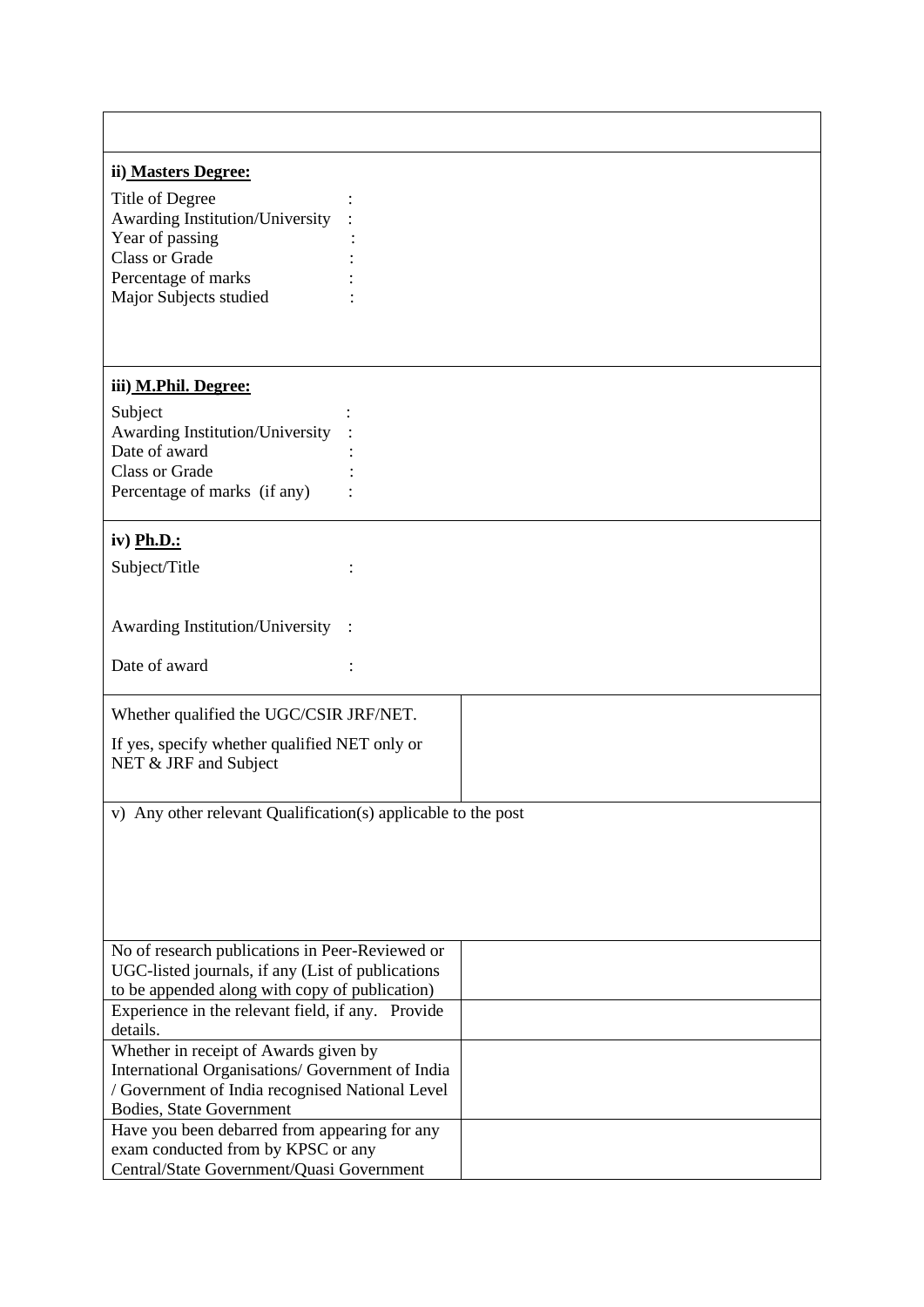**ii) Masters Degree:**

Title of Degree :
Awarding Institution/University :
Year of passing :
Class or Grade :
Percentage of marks :
Major Subjects studied :

**iii) M.Phil. Degree:**

Subject :
Awarding Institution/University :
Date of award :
Class or Grade :
Percentage of marks (if any) :

**iv) Ph.D.:**

Subject/Title :

Awarding Institution/University :

Date of award :

| Whether qualified the UGC/CSIR JRF/NET. If yes, specify whether qualified NET only or NET & JRF and Subject | |
|---|---|

v) Any other relevant Qualification(s) applicable to the post

| No of research publications in Peer-Reviewed or UGC-listed journals, if any (List of publications to be appended along with copy of publication) | |
|---|---|
| Experience in the relevant field, if any. Provide details. | |
| Whether in receipt of Awards given by International Organisations/ Government of India / Government of India recognised National Level Bodies, State Government | |
| Have you been debarred from appearing for any exam conducted from by KPSC or any Central/State Government/Quasi Government | |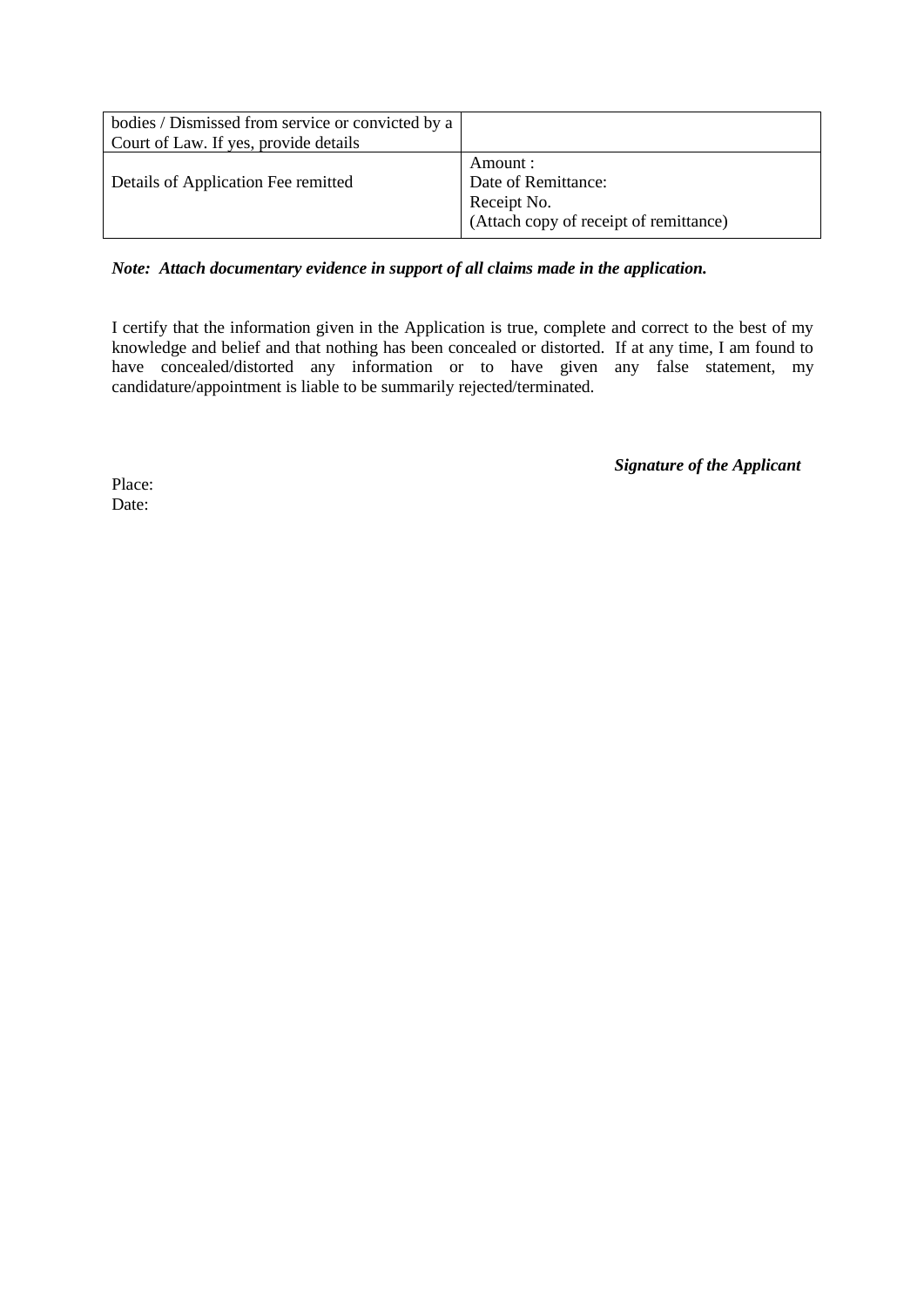| | |
|---|---|
| bodies / Dismissed from service or convicted by a Court of Law. If yes, provide details | |
| Details of Application Fee remitted | Amount :<br>Date of Remittance:<br>Receipt No.<br>(Attach copy of receipt of remittance) |

***Note: Attach documentary evidence in support of all claims made in the application.***

I certify that the information given in the Application is true, complete and correct to the best of my knowledge and belief and that nothing has been concealed or distorted. If at any time, I am found to have concealed/distorted any information or to have given any false statement, my candidature/appointment is liable to be summarily rejected/terminated.

***Signature of the Applicant***

Place:
Date: